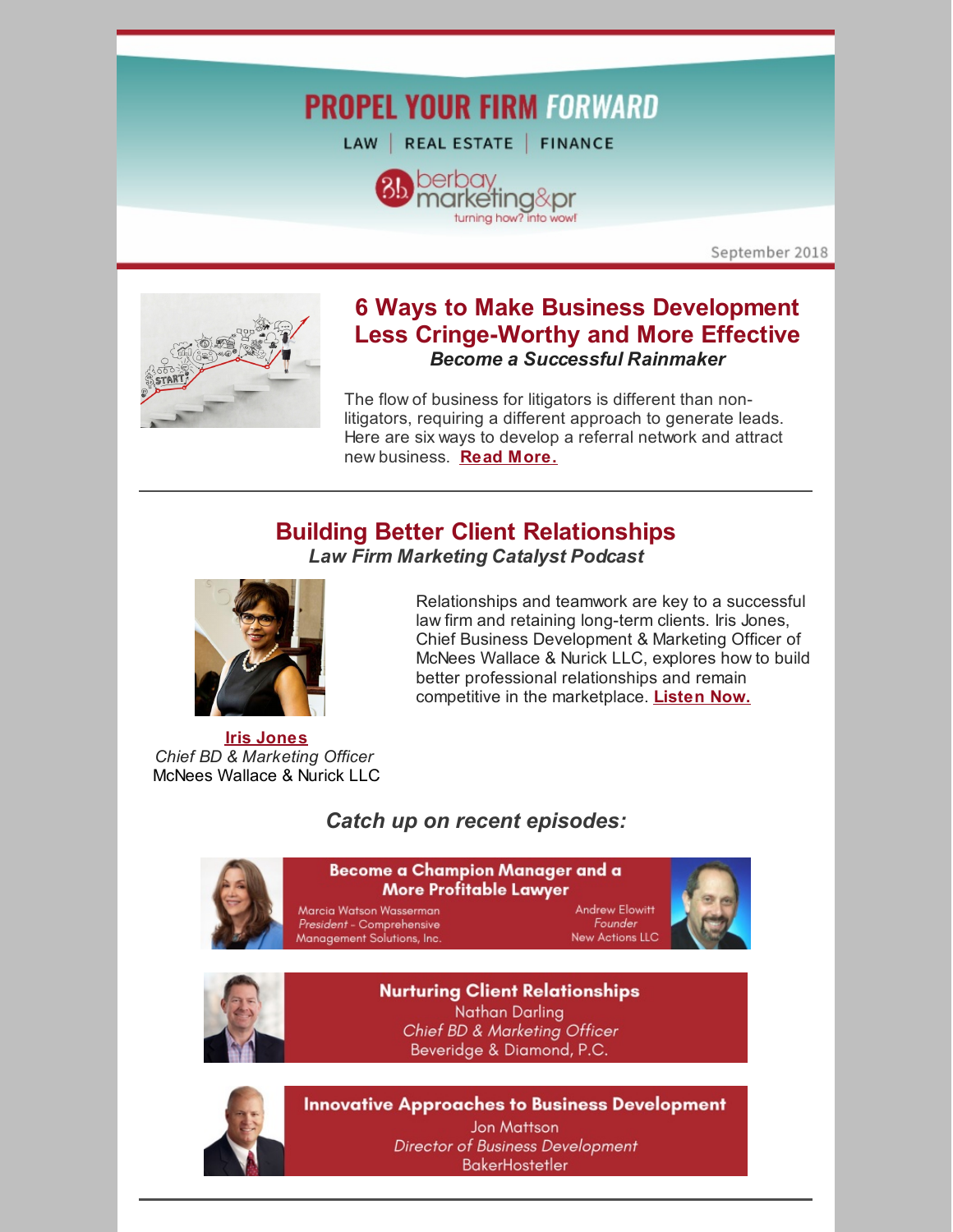# PROPEL YOUR FIRM FORWARD

LAW | REAL ESTATE | FINANCE

berbay marketing&pr
turning how? into wow!

September 2018

## 6 Ways to Make Business Development Less Cringe-Worthy and More Effective

***Become a Successful Rainmaker***

The flow of business for litigators is different than non-litigators, requiring a different approach to generate leads. Here are six ways to develop a referral network and attract new business. **Read More.**

---

## Building Better Client Relationships

***Law Firm Marketing Catalyst Podcast***

Relationships and teamwork are key to a successful law firm and retaining long-term clients. Iris Jones, Chief Business Development & Marketing Officer of McNees Wallace & Nurick LLC, explores how to build better professional relationships and remain competitive in the marketplace. **Listen Now.**

**Iris Jones**
*Chief BD & Marketing Officer*
McNees Wallace & Nurick LLC

### *Catch up on recent episodes:*

**Become a Champion Manager and a More Profitable Lawyer**
Marcia Watson Wasserman
*President - Comprehensive Management Solutions, Inc.*
Andrew Elowitt
*Founder*
New Actions LLC

**Nurturing Client Relationships**
Nathan Darling
*Chief BD & Marketing Officer*
Beveridge & Diamond, P.C.

**Innovative Approaches to Business Development**
Jon Mattson
*Director of Business Development*
BakerHostetler

---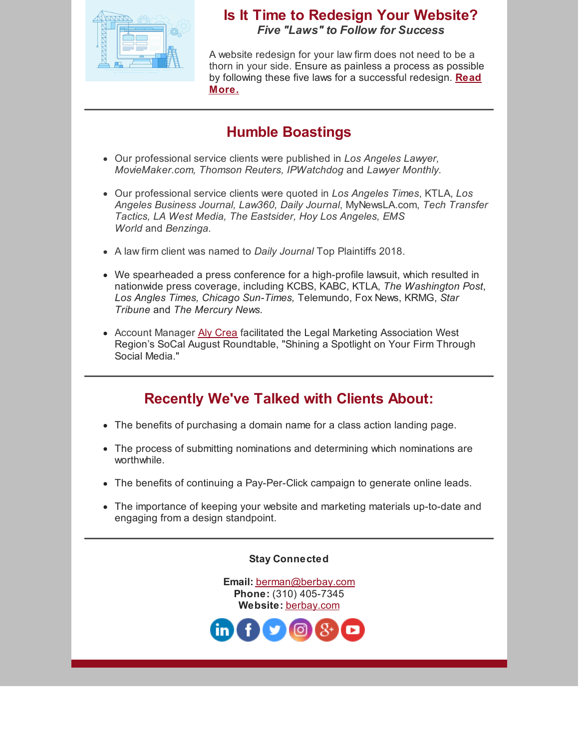## Is It Time to Redesign Your Website?

***Five "Laws" to Follow for Success***

A website redesign for your law firm does not need to be a thorn in your side. Ensure as painless a process as possible by following these five laws for a successful redesign. **Read More.**

---

## Humble Boastings

- Our professional service clients were published in *Los Angeles Lawyer, MovieMaker.com, Thomson Reuters, IPWatchdog* and *Lawyer Monthly.*
- Our professional service clients were quoted in *Los Angeles Times*, KTLA, *Los Angeles Business Journal, Law360, Daily Journal*, MyNewsLA.com, *Tech Transfer Tactics, LA West Media, The Eastsider, Hoy Los Angeles, EMS World* and *Benzinga.*
- A law firm client was named to *Daily Journal* Top Plaintiffs 2018.
- We spearheaded a press conference for a high-profile lawsuit, which resulted in nationwide press coverage, including KCBS, KABC, KTLA, *The Washington Post*, *Los Angles Times, Chicago Sun-Times,* Telemundo, Fox News, KRMG, *Star Tribune* and *The Mercury News.*
- Account Manager Aly Crea facilitated the Legal Marketing Association West Region's SoCal August Roundtable, "Shining a Spotlight on Your Firm Through Social Media."

---

## Recently We've Talked with Clients About:

- The benefits of purchasing a domain name for a class action landing page.
- The process of submitting nominations and determining which nominations are worthwhile.
- The benefits of continuing a Pay-Per-Click campaign to generate online leads.
- The importance of keeping your website and marketing materials up-to-date and engaging from a design standpoint.

---

**Stay Connected**

**Email:** berman@berbay.com
**Phone:** (310) 405-7345
**Website:** berbay.com